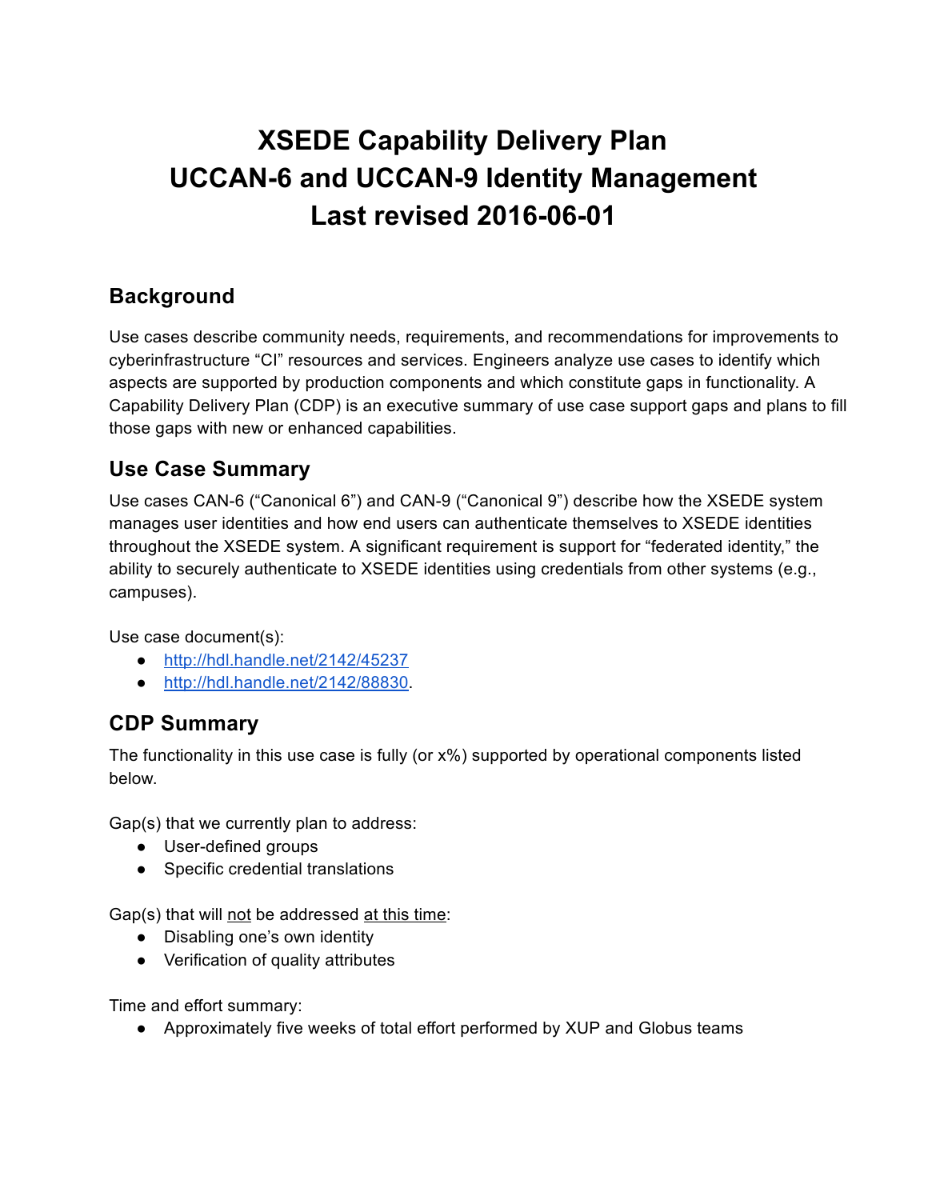# XSEDE Capability Delivery Plan
# UCCAN-6 and UCCAN-9 Identity Management
# Last revised 2016-06-01

## Background

Use cases describe community needs, requirements, and recommendations for improvements to cyberinfrastructure "CI" resources and services. Engineers analyze use cases to identify which aspects are supported by production components and which constitute gaps in functionality. A Capability Delivery Plan (CDP) is an executive summary of use case support gaps and plans to fill those gaps with new or enhanced capabilities.

## Use Case Summary

Use cases CAN-6 ("Canonical 6") and CAN-9 ("Canonical 9") describe how the XSEDE system manages user identities and how end users can authenticate themselves to XSEDE identities throughout the XSEDE system. A significant requirement is support for "federated identity," the ability to securely authenticate to XSEDE identities using credentials from other systems (e.g., campuses).

Use case document(s):

- [http://hdl.handle.net/2142/45237](http://hdl.handle.net/2142/45237)
- [http://hdl.handle.net/2142/88830](http://hdl.handle.net/2142/88830).

## CDP Summary

The functionality in this use case is fully (or x%) supported by operational components listed below.

Gap(s) that we currently plan to address:

- User-defined groups
- Specific credential translations

Gap(s) that will <u>not</u> be addressed <u>at this time</u>:

- Disabling one's own identity
- Verification of quality attributes

Time and effort summary:

- Approximately five weeks of total effort performed by XUP and Globus teams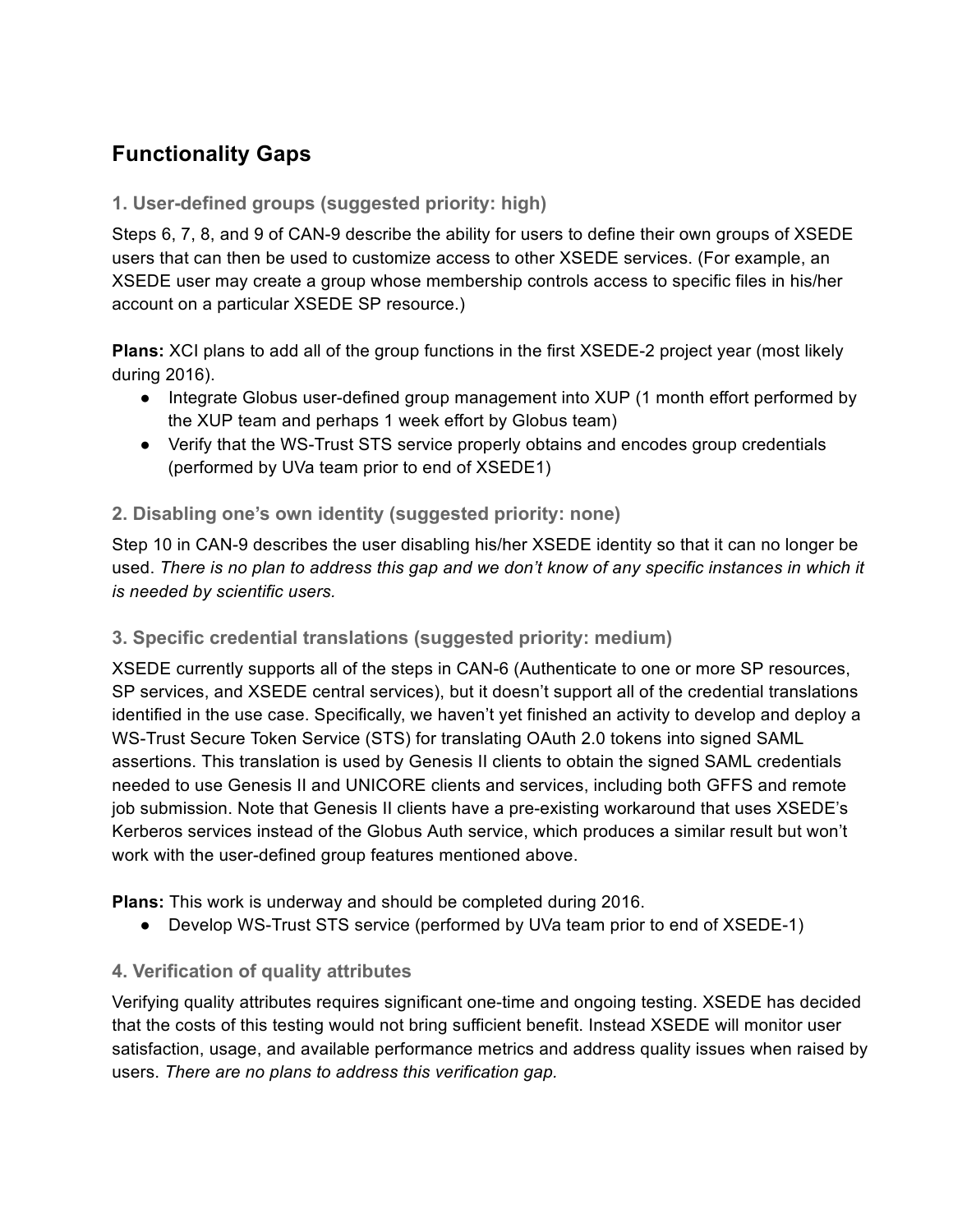## Functionality Gaps

### 1. User-defined groups (suggested priority: high)

Steps 6, 7, 8, and 9 of CAN-9 describe the ability for users to define their own groups of XSEDE users that can then be used to customize access to other XSEDE services. (For example, an XSEDE user may create a group whose membership controls access to specific files in his/her account on a particular XSEDE SP resource.)

**Plans:** XCI plans to add all of the group functions in the first XSEDE-2 project year (most likely during 2016).

- Integrate Globus user-defined group management into XUP (1 month effort performed by the XUP team and perhaps 1 week effort by Globus team)
- Verify that the WS-Trust STS service properly obtains and encodes group credentials (performed by UVa team prior to end of XSEDE1)

### 2. Disabling one's own identity (suggested priority: none)

Step 10 in CAN-9 describes the user disabling his/her XSEDE identity so that it can no longer be used. *There is no plan to address this gap and we don't know of any specific instances in which it is needed by scientific users.*

### 3. Specific credential translations (suggested priority: medium)

XSEDE currently supports all of the steps in CAN-6 (Authenticate to one or more SP resources, SP services, and XSEDE central services), but it doesn't support all of the credential translations identified in the use case. Specifically, we haven't yet finished an activity to develop and deploy a WS-Trust Secure Token Service (STS) for translating OAuth 2.0 tokens into signed SAML assertions. This translation is used by Genesis II clients to obtain the signed SAML credentials needed to use Genesis II and UNICORE clients and services, including both GFFS and remote job submission. Note that Genesis II clients have a pre-existing workaround that uses XSEDE's Kerberos services instead of the Globus Auth service, which produces a similar result but won't work with the user-defined group features mentioned above.

**Plans:** This work is underway and should be completed during 2016.

- Develop WS-Trust STS service (performed by UVa team prior to end of XSEDE-1)

### 4. Verification of quality attributes

Verifying quality attributes requires significant one-time and ongoing testing. XSEDE has decided that the costs of this testing would not bring sufficient benefit. Instead XSEDE will monitor user satisfaction, usage, and available performance metrics and address quality issues when raised by users. *There are no plans to address this verification gap.*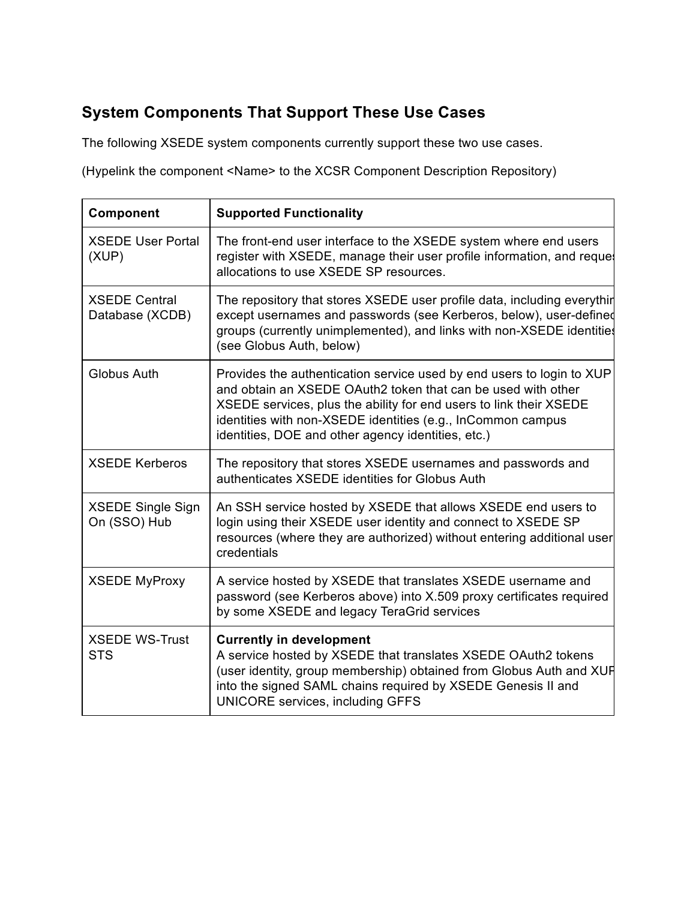## System Components That Support These Use Cases

The following XSEDE system components currently support these two use cases.

(Hypelink the component <Name> to the XCSR Component Description Repository)

| Component | Supported Functionality |
|---|---|
| XSEDE User Portal (XUP) | The front-end user interface to the XSEDE system where end users register with XSEDE, manage their user profile information, and request allocations to use XSEDE SP resources. |
| XSEDE Central Database (XCDB) | The repository that stores XSEDE user profile data, including everything except usernames and passwords (see Kerberos, below), user-defined groups (currently unimplemented), and links with non-XSEDE identities (see Globus Auth, below) |
| Globus Auth | Provides the authentication service used by end users to login to XUP and obtain an XSEDE OAuth2 token that can be used with other XSEDE services, plus the ability for end users to link their XSEDE identities with non-XSEDE identities (e.g., InCommon campus identities, DOE and other agency identities, etc.) |
| XSEDE Kerberos | The repository that stores XSEDE usernames and passwords and authenticates XSEDE identities for Globus Auth |
| XSEDE Single Sign On (SSO) Hub | An SSH service hosted by XSEDE that allows XSEDE end users to login using their XSEDE user identity and connect to XSEDE SP resources (where they are authorized) without entering additional user credentials |
| XSEDE MyProxy | A service hosted by XSEDE that translates XSEDE username and password (see Kerberos above) into X.509 proxy certificates required by some XSEDE and legacy TeraGrid services |
| XSEDE WS-Trust STS | **Currently in development** A service hosted by XSEDE that translates XSEDE OAuth2 tokens (user identity, group membership) obtained from Globus Auth and XUP into the signed SAML chains required by XSEDE Genesis II and UNICORE services, including GFFS |